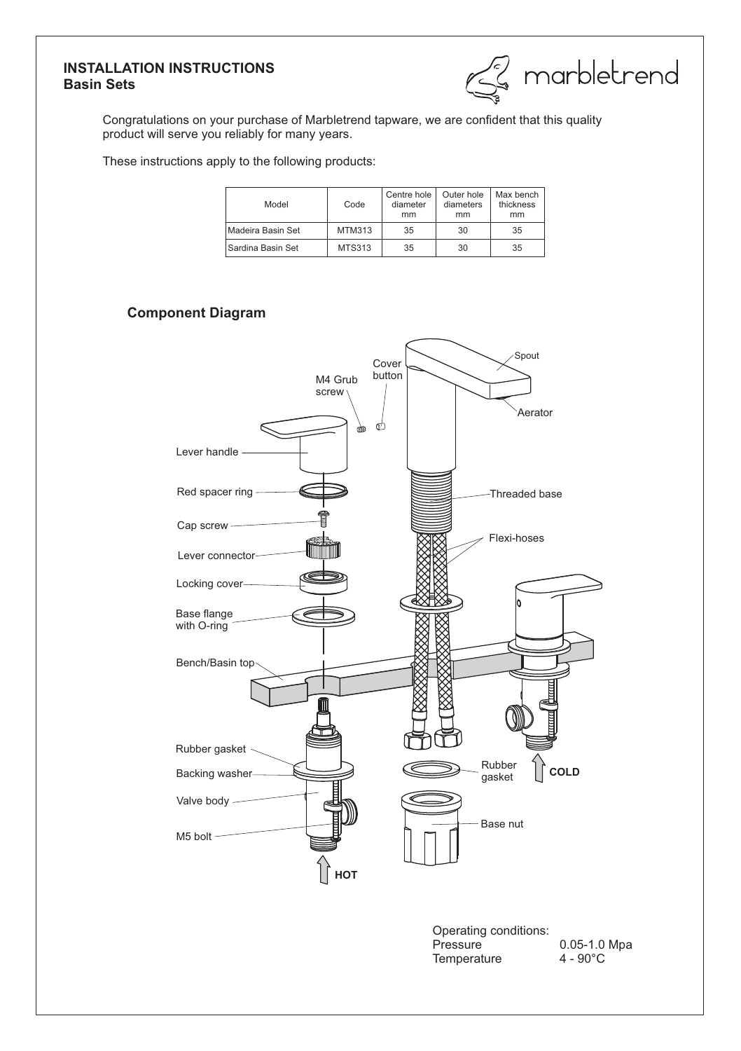**INSTALLATION INSTRUCTIONS**
**Basin Sets**

marbletrend

Congratulations on your purchase of Marbletrend tapware, we are confident that this quality product will serve you reliably for many years.

These instructions apply to the following products:

| Model | Code | Centre hole diameter mm | Outer hole diameters mm | Max bench thickness mm |
|---|---|---|---|---|
| Madeira Basin Set | MTM313 | 35 | 30 | 35 |
| Sardina Basin Set | MTS313 | 35 | 30 | 35 |

## Component Diagram

Spout
Cover button
M4 Grub screw
Aerator
Lever handle
Red spacer ring
Threaded base
Cap screw
Flexi-hoses
Lever connector
Locking cover
Base flange with O-ring
Bench/Basin top
Rubber gasket
Backing washer
Rubber gasket
COLD
Valve body
Base nut
M5 bolt
HOT

Operating conditions:
Pressure 0.05-1.0 Mpa
Temperature 4 - 90°C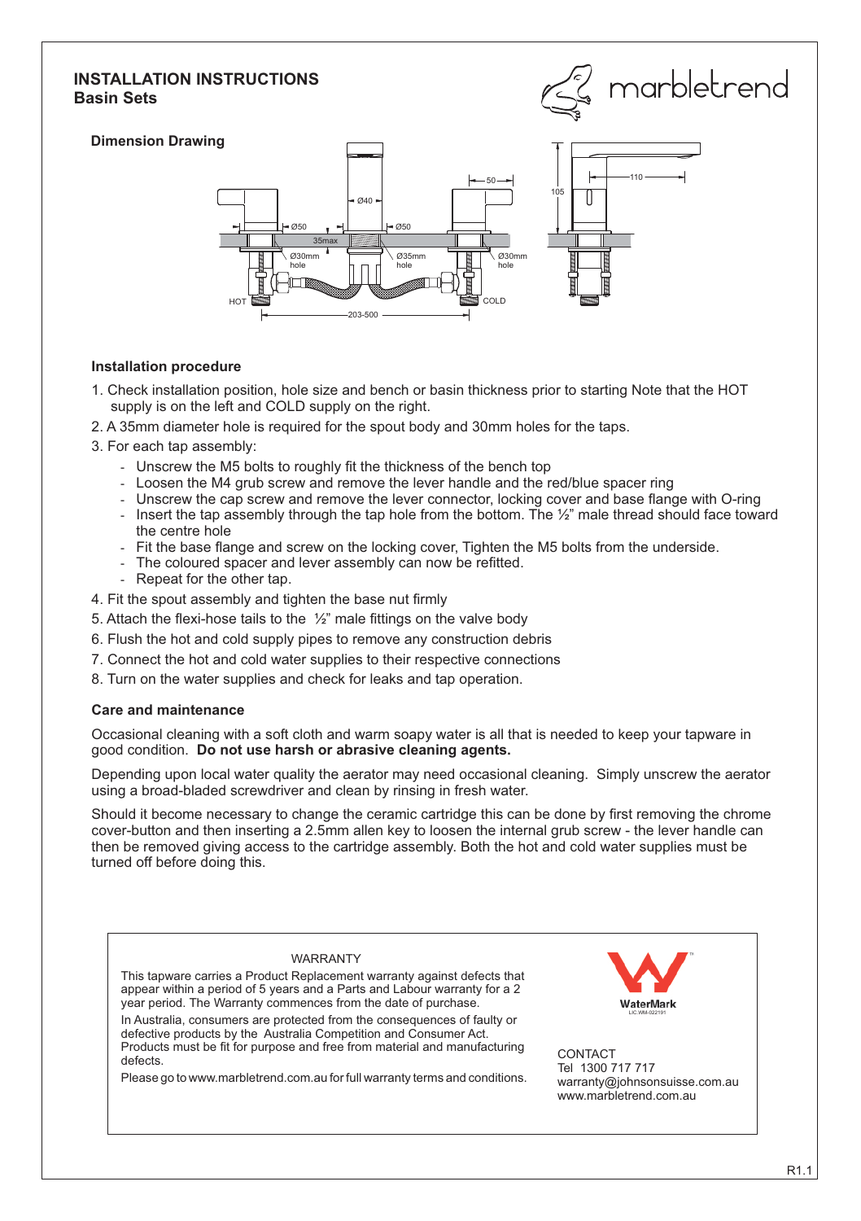# INSTALLATION INSTRUCTIONS
**Basin Sets**

marbletrend

**Dimension Drawing**

50
Ø40
Ø50
Ø50
35max
Ø30mm hole
Ø35mm hole
Ø30mm hole
HOT
COLD
203-500
105
110

**Installation procedure**

1. Check installation position, hole size and bench or basin thickness prior to starting Note that the HOT supply is on the left and COLD supply on the right.
2. A 35mm diameter hole is required for the spout body and 30mm holes for the taps.
3. For each tap assembly:
   - Unscrew the M5 bolts to roughly fit the thickness of the bench top
   - Loosen the M4 grub screw and remove the lever handle and the red/blue spacer ring
   - Unscrew the cap screw and remove the lever connector, locking cover and base flange with O-ring
   - Insert the tap assembly through the tap hole from the bottom. The ½" male thread should face toward the centre hole
   - Fit the base flange and screw on the locking cover, Tighten the M5 bolts from the underside.
   - The coloured spacer and lever assembly can now be refitted.
   - Repeat for the other tap.
4. Fit the spout assembly and tighten the base nut firmly
5. Attach the flexi-hose tails to the ½" male fittings on the valve body
6. Flush the hot and cold supply pipes to remove any construction debris
7. Connect the hot and cold water supplies to their respective connections
8. Turn on the water supplies and check for leaks and tap operation.

**Care and maintenance**

Occasional cleaning with a soft cloth and warm soapy water is all that is needed to keep your tapware in good condition. **Do not use harsh or abrasive cleaning agents.**

Depending upon local water quality the aerator may need occasional cleaning. Simply unscrew the aerator using a broad-bladed screwdriver and clean by rinsing in fresh water.

Should it become necessary to change the ceramic cartridge this can be done by first removing the chrome cover-button and then inserting a 2.5mm allen key to loosen the internal grub screw - the lever handle can then be removed giving access to the cartridge assembly. Both the hot and cold water supplies must be turned off before doing this.

WARRANTY

This tapware carries a Product Replacement warranty against defects that appear within a period of 5 years and a Parts and Labour warranty for a 2 year period. The Warranty commences from the date of purchase.

In Australia, consumers are protected from the consequences of faulty or defective products by the Australia Competition and Consumer Act. Products must be fit for purpose and free from material and manufacturing defects.

Please go to www.marbletrend.com.au for full warranty terms and conditions.

WaterMark
LIC WM-022191

CONTACT
Tel 1300 717 717
warranty@johnsonsuisse.com.au
www.marbletrend.com.au

R1.1